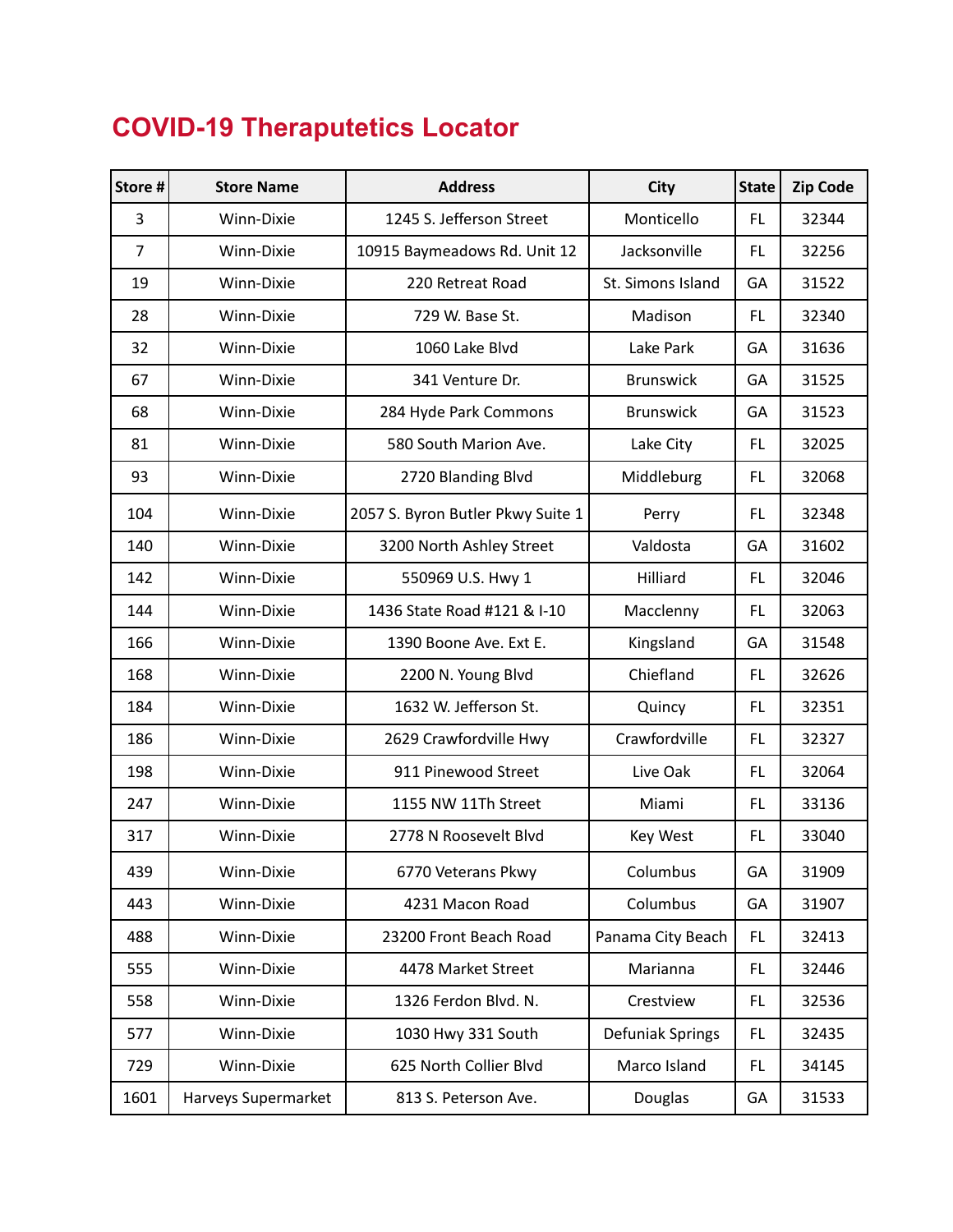# COVID-19 Theraputetics Locator

| Store # | Store Name | Address | City | State | Zip Code |
|---|---|---|---|---|---|
| 3 | Winn-Dixie | 1245 S. Jefferson Street | Monticello | FL | 32344 |
| 7 | Winn-Dixie | 10915 Baymeadows Rd. Unit 12 | Jacksonville | FL | 32256 |
| 19 | Winn-Dixie | 220 Retreat Road | St. Simons Island | GA | 31522 |
| 28 | Winn-Dixie | 729 W. Base St. | Madison | FL | 32340 |
| 32 | Winn-Dixie | 1060 Lake Blvd | Lake Park | GA | 31636 |
| 67 | Winn-Dixie | 341 Venture Dr. | Brunswick | GA | 31525 |
| 68 | Winn-Dixie | 284 Hyde Park Commons | Brunswick | GA | 31523 |
| 81 | Winn-Dixie | 580 South Marion Ave. | Lake City | FL | 32025 |
| 93 | Winn-Dixie | 2720 Blanding Blvd | Middleburg | FL | 32068 |
| 104 | Winn-Dixie | 2057 S. Byron Butler Pkwy Suite 1 | Perry | FL | 32348 |
| 140 | Winn-Dixie | 3200 North Ashley Street | Valdosta | GA | 31602 |
| 142 | Winn-Dixie | 550969 U.S. Hwy 1 | Hilliard | FL | 32046 |
| 144 | Winn-Dixie | 1436 State Road #121 & I-10 | Macclenny | FL | 32063 |
| 166 | Winn-Dixie | 1390 Boone Ave. Ext E. | Kingsland | GA | 31548 |
| 168 | Winn-Dixie | 2200 N. Young Blvd | Chiefland | FL | 32626 |
| 184 | Winn-Dixie | 1632 W. Jefferson St. | Quincy | FL | 32351 |
| 186 | Winn-Dixie | 2629 Crawfordville Hwy | Crawfordville | FL | 32327 |
| 198 | Winn-Dixie | 911 Pinewood Street | Live Oak | FL | 32064 |
| 247 | Winn-Dixie | 1155 NW 11Th Street | Miami | FL | 33136 |
| 317 | Winn-Dixie | 2778 N Roosevelt Blvd | Key West | FL | 33040 |
| 439 | Winn-Dixie | 6770 Veterans Pkwy | Columbus | GA | 31909 |
| 443 | Winn-Dixie | 4231 Macon Road | Columbus | GA | 31907 |
| 488 | Winn-Dixie | 23200 Front Beach Road | Panama City Beach | FL | 32413 |
| 555 | Winn-Dixie | 4478 Market Street | Marianna | FL | 32446 |
| 558 | Winn-Dixie | 1326 Ferdon Blvd. N. | Crestview | FL | 32536 |
| 577 | Winn-Dixie | 1030 Hwy 331 South | Defuniak Springs | FL | 32435 |
| 729 | Winn-Dixie | 625 North Collier Blvd | Marco Island | FL | 34145 |
| 1601 | Harveys Supermarket | 813 S. Peterson Ave. | Douglas | GA | 31533 |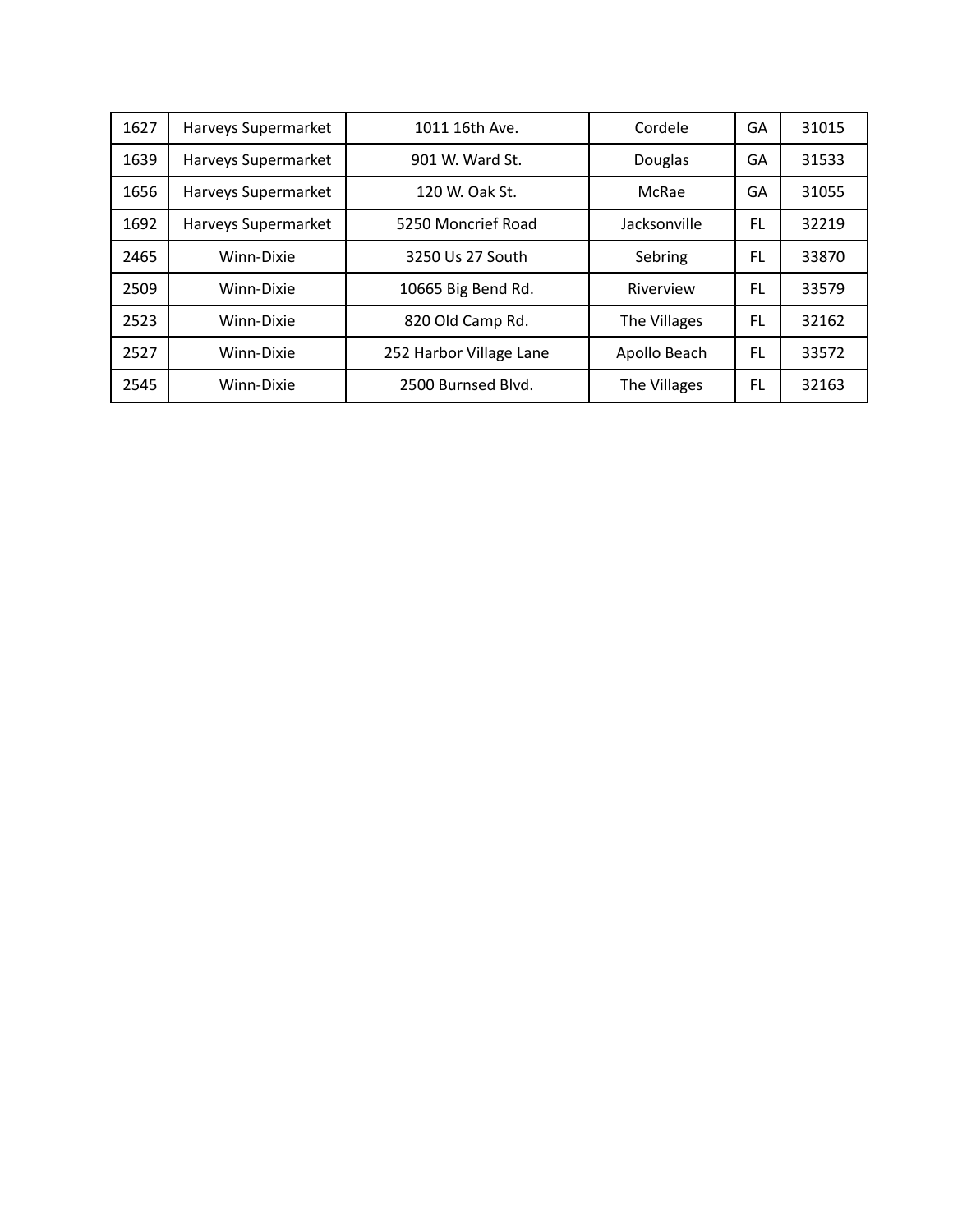| | | | | | |
|---|---|---|---|---|---|
| 1627 | Harveys Supermarket | 1011 16th Ave. | Cordele | GA | 31015 |
| 1639 | Harveys Supermarket | 901 W. Ward St. | Douglas | GA | 31533 |
| 1656 | Harveys Supermarket | 120 W. Oak St. | McRae | GA | 31055 |
| 1692 | Harveys Supermarket | 5250 Moncrief Road | Jacksonville | FL | 32219 |
| 2465 | Winn-Dixie | 3250 Us 27 South | Sebring | FL | 33870 |
| 2509 | Winn-Dixie | 10665 Big Bend Rd. | Riverview | FL | 33579 |
| 2523 | Winn-Dixie | 820 Old Camp Rd. | The Villages | FL | 32162 |
| 2527 | Winn-Dixie | 252 Harbor Village Lane | Apollo Beach | FL | 33572 |
| 2545 | Winn-Dixie | 2500 Burnsed Blvd. | The Villages | FL | 32163 |